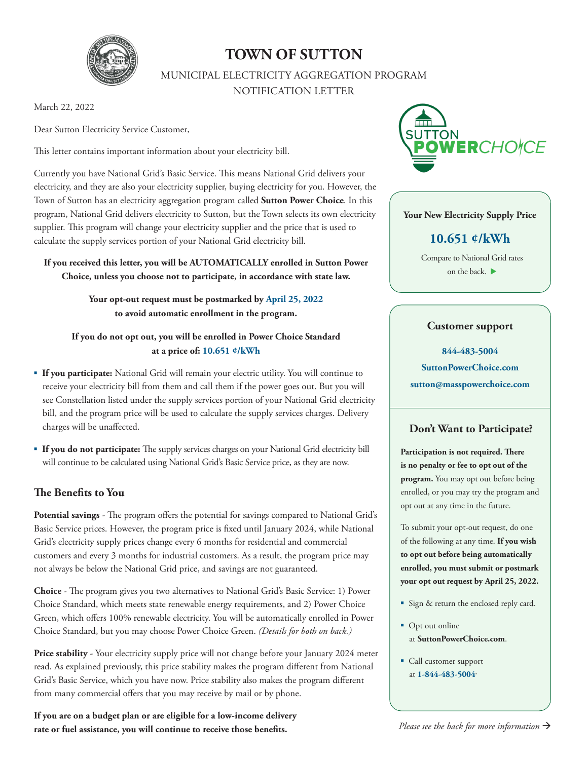# TOWN OF SUTTON

MUNICIPAL ELECTRICITY AGGREGATION PROGRAM
NOTIFICATION LETTER

March 22, 2022

Dear Sutton Electricity Service Customer,

This letter contains important information about your electricity bill.

Currently you have National Grid's Basic Service. This means National Grid delivers your electricity, and they are also your electricity supplier, buying electricity for you. However, the Town of Sutton has an electricity aggregation program called **Sutton Power Choice**. In this program, National Grid delivers electricity to Sutton, but the Town selects its own electricity supplier. This program will change your electricity supplier and the price that is used to calculate the supply services portion of your National Grid electricity bill.

**If you received this letter, you will be AUTOMATICALLY enrolled in Sutton Power Choice, unless you choose not to participate, in accordance with state law.**

**Your opt-out request must be postmarked by April 25, 2022 to avoid automatic enrollment in the program.**

**If you do not opt out, you will be enrolled in Power Choice Standard at a price of: 10.651 ¢/kWh**

- **If you participate:** National Grid will remain your electric utility. You will continue to receive your electricity bill from them and call them if the power goes out. But you will see Constellation listed under the supply services portion of your National Grid electricity bill, and the program price will be used to calculate the supply services charges. Delivery charges will be unaffected.
- **If you do not participate:** The supply services charges on your National Grid electricity bill will continue to be calculated using National Grid's Basic Service price, as they are now.

## The Benefits to You

**Potential savings** - The program offers the potential for savings compared to National Grid's Basic Service prices. However, the program price is fixed until January 2024, while National Grid's electricity supply prices change every 6 months for residential and commercial customers and every 3 months for industrial customers. As a result, the program price may not always be below the National Grid price, and savings are not guaranteed.

**Choice** - The program gives you two alternatives to National Grid's Basic Service: 1) Power Choice Standard, which meets state renewable energy requirements, and 2) Power Choice Green, which offers 100% renewable electricity. You will be automatically enrolled in Power Choice Standard, but you may choose Power Choice Green. *(Details for both on back.)*

**Price stability** - Your electricity supply price will not change before your January 2024 meter read. As explained previously, this price stability makes the program different from National Grid's Basic Service, which you have now. Price stability also makes the program different from many commercial offers that you may receive by mail or by phone.

**If you are on a budget plan or are eligible for a low-income delivery rate or fuel assistance, you will continue to receive those benefits.**

SUTTON POWERCHOICE

**Your New Electricity Supply Price**

**10.651 ¢/kWh**

Compare to National Grid rates on the back. ▶

### Customer support

**844-483-5004**

**SuttonPowerChoice.com**

**sutton@masspowerchoice.com**

### Don't Want to Participate?

**Participation is not required. There is no penalty or fee to opt out of the program.** You may opt out before being enrolled, or you may try the program and opt out at any time in the future.

To submit your opt-out request, do one of the following at any time. **If you wish to opt out before being automatically enrolled, you must submit or postmark your opt out request by April 25, 2022.**

- Sign & return the enclosed reply card.
- Opt out online at **SuttonPowerChoice.com**.
- Call customer support at **1-844-483-5004**.

*Please see the back for more information →*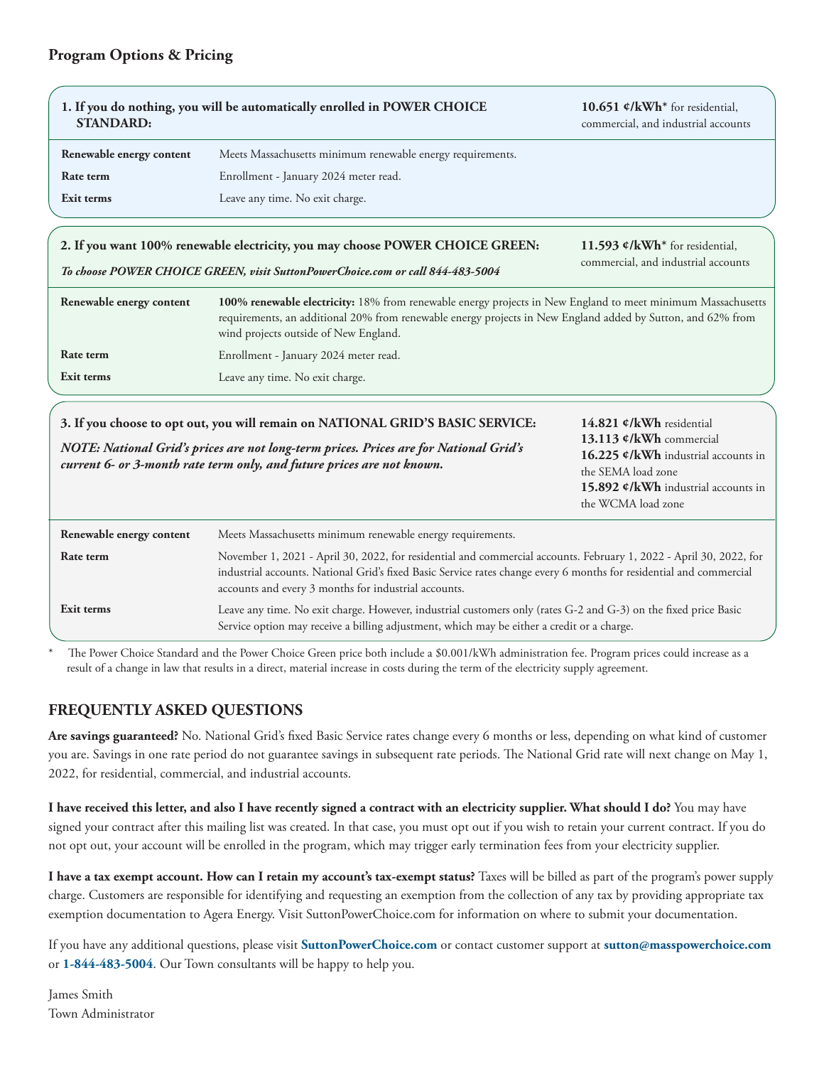## Program Options & Pricing

**1. If you do nothing, you will be automatically enrolled in POWER CHOICE STANDARD:**

**10.651 ¢/kWh*** for residential, commercial, and industrial accounts

| | |
|---|---|
| **Renewable energy content** | Meets Massachusetts minimum renewable energy requirements. |
| **Rate term** | Enrollment - January 2024 meter read. |
| **Exit terms** | Leave any time. No exit charge. |

**2. If you want 100% renewable electricity, you may choose POWER CHOICE GREEN:**

***To choose POWER CHOICE GREEN, visit SuttonPowerChoice.com or call 844-483-5004***

**11.593 ¢/kWh*** for residential, commercial, and industrial accounts

| | |
|---|---|
| **Renewable energy content** | **100% renewable electricity:** 18% from renewable energy projects in New England to meet minimum Massachusetts requirements, an additional 20% from renewable energy projects in New England added by Sutton, and 62% from wind projects outside of New England. |
| **Rate term** | Enrollment - January 2024 meter read. |
| **Exit terms** | Leave any time. No exit charge. |

**3. If you choose to opt out, you will remain on NATIONAL GRID'S BASIC SERVICE:**

***NOTE: National Grid's prices are not long-term prices. Prices are for National Grid's current 6- or 3-month rate term only, and future prices are not known.***

**14.821 ¢/kWh** residential
**13.113 ¢/kWh** commercial
**16.225 ¢/kWh** industrial accounts in the SEMA load zone
**15.892 ¢/kWh** industrial accounts in the WCMA load zone

| | |
|---|---|
| **Renewable energy content** | Meets Massachusetts minimum renewable energy requirements. |
| **Rate term** | November 1, 2021 - April 30, 2022, for residential and commercial accounts. February 1, 2022 - April 30, 2022, for industrial accounts. National Grid's fixed Basic Service rates change every 6 months for residential and commercial accounts and every 3 months for industrial accounts. |
| **Exit terms** | Leave any time. No exit charge. However, industrial customers only (rates G-2 and G-3) on the fixed price Basic Service option may receive a billing adjustment, which may be either a credit or a charge. |

* The Power Choice Standard and the Power Choice Green price both include a $0.001/kWh administration fee. Program prices could increase as a result of a change in law that results in a direct, material increase in costs during the term of the electricity supply agreement.

## FREQUENTLY ASKED QUESTIONS

**Are savings guaranteed?** No. National Grid's fixed Basic Service rates change every 6 months or less, depending on what kind of customer you are. Savings in one rate period do not guarantee savings in subsequent rate periods. The National Grid rate will next change on May 1, 2022, for residential, commercial, and industrial accounts.

**I have received this letter, and also I have recently signed a contract with an electricity supplier. What should I do?** You may have signed your contract after this mailing list was created. In that case, you must opt out if you wish to retain your current contract. If you do not opt out, your account will be enrolled in the program, which may trigger early termination fees from your electricity supplier.

**I have a tax exempt account. How can I retain my account's tax-exempt status?** Taxes will be billed as part of the program's power supply charge. Customers are responsible for identifying and requesting an exemption from the collection of any tax by providing appropriate tax exemption documentation to Agera Energy. Visit SuttonPowerChoice.com for information on where to submit your documentation.

If you have any additional questions, please visit **SuttonPowerChoice.com** or contact customer support at **sutton@masspowerchoice.com** or **1-844-483-5004**. Our Town consultants will be happy to help you.

James Smith
Town Administrator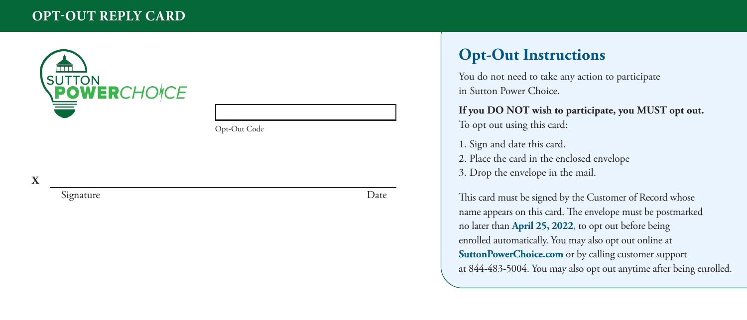## OPT-OUT REPLY CARD

SUTTON POWERCHOICE

Opt-Out Code

X

Signature                                                                 Date

## Opt-Out Instructions

You do not need to take any action to participate in Sutton Power Choice.

**If you DO NOT wish to participate, you MUST opt out.**
To opt out using this card:

1. Sign and date this card.
2. Place the card in the enclosed envelope
3. Drop the envelope in the mail.

This card must be signed by the Customer of Record whose name appears on this card. The envelope must be postmarked no later than **April 25, 2022**, to opt out before being enrolled automatically. You may also opt out online at **SuttonPowerChoice.com** or by calling customer support at 844-483-5004. You may also opt out anytime after being enrolled.